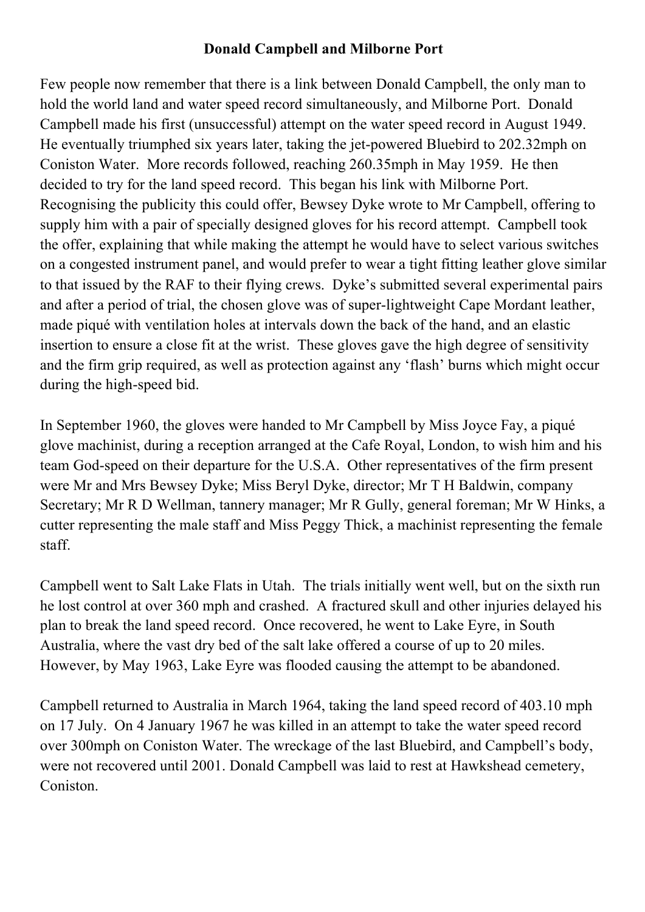**Donald Campbell and Milborne Port**

Few people now remember that there is a link between Donald Campbell, the only man to hold the world land and water speed record simultaneously, and Milborne Port. Donald Campbell made his first (unsuccessful) attempt on the water speed record in August 1949. He eventually triumphed six years later, taking the jet-powered Bluebird to 202.32mph on Coniston Water. More records followed, reaching 260.35mph in May 1959. He then decided to try for the land speed record. This began his link with Milborne Port. Recognising the publicity this could offer, Bewsey Dyke wrote to Mr Campbell, offering to supply him with a pair of specially designed gloves for his record attempt. Campbell took the offer, explaining that while making the attempt he would have to select various switches on a congested instrument panel, and would prefer to wear a tight fitting leather glove similar to that issued by the RAF to their flying crews. Dyke's submitted several experimental pairs and after a period of trial, the chosen glove was of super-lightweight Cape Mordant leather, made piqué with ventilation holes at intervals down the back of the hand, and an elastic insertion to ensure a close fit at the wrist. These gloves gave the high degree of sensitivity and the firm grip required, as well as protection against any 'flash' burns which might occur during the high-speed bid.

In September 1960, the gloves were handed to Mr Campbell by Miss Joyce Fay, a piqué glove machinist, during a reception arranged at the Cafe Royal, London, to wish him and his team God-speed on their departure for the U.S.A. Other representatives of the firm present were Mr and Mrs Bewsey Dyke; Miss Beryl Dyke, director; Mr T H Baldwin, company Secretary; Mr R D Wellman, tannery manager; Mr R Gully, general foreman; Mr W Hinks, a cutter representing the male staff and Miss Peggy Thick, a machinist representing the female staff.

Campbell went to Salt Lake Flats in Utah. The trials initially went well, but on the sixth run he lost control at over 360 mph and crashed. A fractured skull and other injuries delayed his plan to break the land speed record. Once recovered, he went to Lake Eyre, in South Australia, where the vast dry bed of the salt lake offered a course of up to 20 miles. However, by May 1963, Lake Eyre was flooded causing the attempt to be abandoned.

Campbell returned to Australia in March 1964, taking the land speed record of 403.10 mph on 17 July. On 4 January 1967 he was killed in an attempt to take the water speed record over 300mph on Coniston Water. The wreckage of the last Bluebird, and Campbell's body, were not recovered until 2001. Donald Campbell was laid to rest at Hawkshead cemetery, Coniston.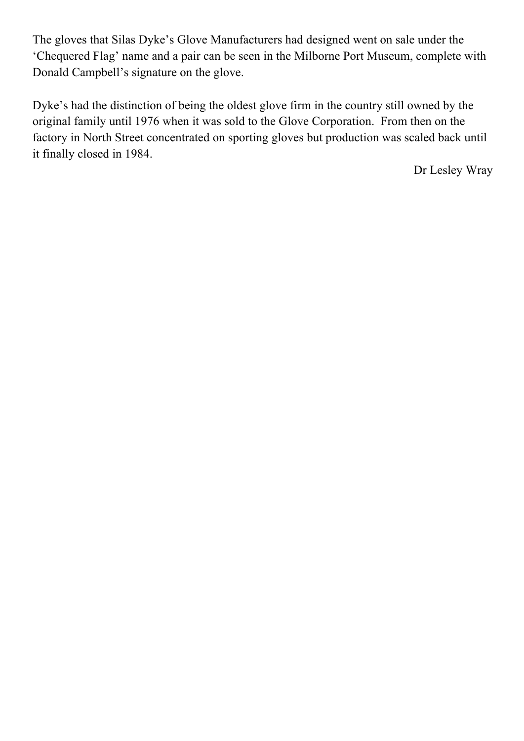The gloves that Silas Dyke's Glove Manufacturers had designed went on sale under the 'Chequered Flag' name and a pair can be seen in the Milborne Port Museum, complete with Donald Campbell's signature on the glove.

Dyke's had the distinction of being the oldest glove firm in the country still owned by the original family until 1976 when it was sold to the Glove Corporation. From then on the factory in North Street concentrated on sporting gloves but production was scaled back until it finally closed in 1984.

Dr Lesley Wray